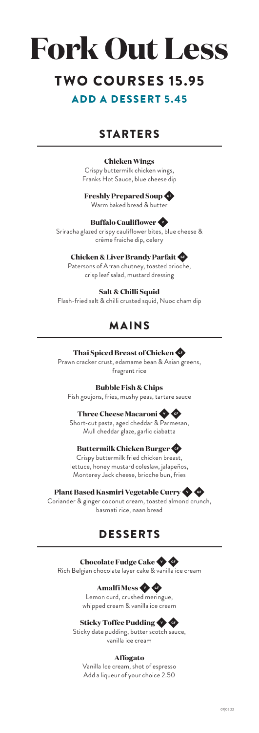# Fork Out Less

## TWO COURSES 15.95

### ADD A DESSERT 5.45

## STARTERS

**Chicken Wings**
Crispy buttermilk chicken wings, Franks Hot Sauce, blue cheese dip

**Freshly Prepared Soup** GF
Warm baked bread & butter

**Buffalo Cauliflower** V
Sriracha glazed crispy cauliflower bites, blue cheese & crème fraiche dip, celery

**Chicken & Liver Brandy Parfait** GF
Patersons of Arran chutney, toasted brioche, crisp leaf salad, mustard dressing

**Salt & Chilli Squid**
Flash-fried salt & chilli crusted squid, Nuoc cham dip

## MAINS

**Thai Spiced Breast of Chicken** GF
Prawn cracker crust, edamame bean & Asian greens, fragrant rice

**Bubble Fish & Chips**
Fish goujons, fries, mushy peas, tartare sauce

**Three Cheese Macaroni** V GF
Short-cut pasta, aged cheddar & Parmesan, Mull cheddar glaze, garlic ciabatta

**Buttermilk Chicken Burger** GF
Crispy buttermilk fried chicken breast, lettuce, honey mustard coleslaw, jalapeños, Monterey Jack cheese, brioche bun, fries

**Plant Based Kasmiri Vegetable Curry** V GF
Coriander & ginger coconut cream, toasted almond crunch, basmati rice, naan bread

## DESSERTS

**Chocolate Fudge Cake** V GF
Rich Belgian chocolate layer cake & vanilla ice cream

**Amalfi Mess** V GF
Lemon curd, crushed meringue, whipped cream & vanilla ice cream

**Sticky Toffee Pudding** V GF
Sticky date pudding, butter scotch sauce, vanilla ice cream

**Affogato**
Vanilla Ice cream, shot of espresso
Add a liqueur of your choice 2.50

07|06|22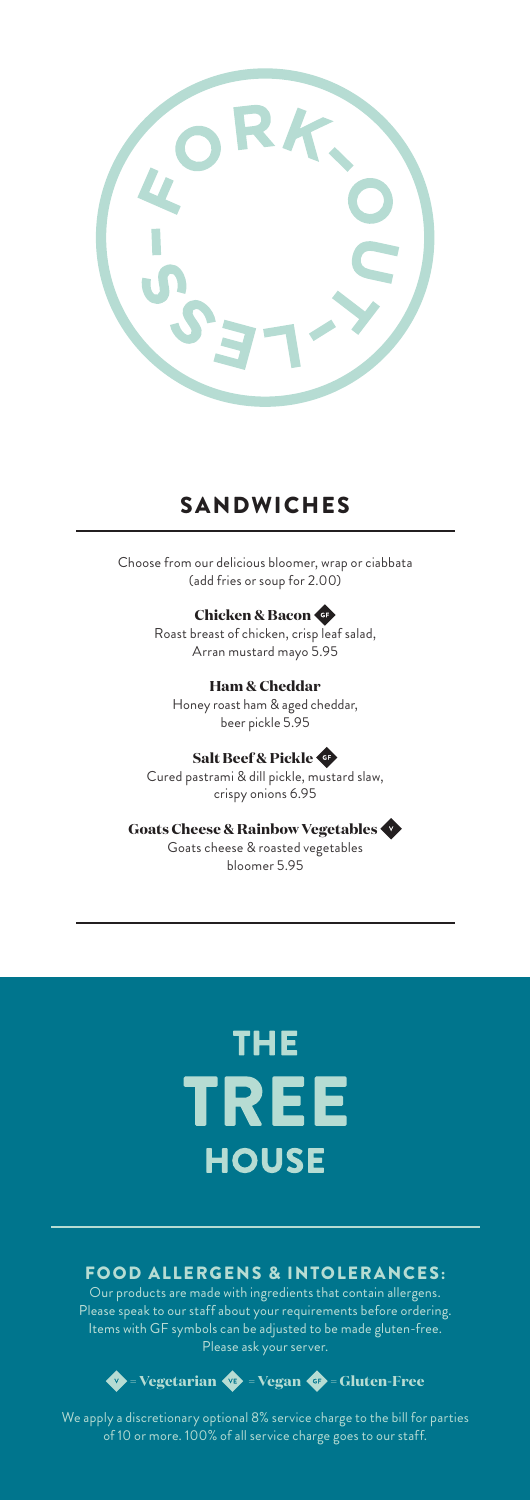FORK-OUT-LESS

## SANDWICHES

Choose from our delicious bloomer, wrap or ciabbata (add fries or soup for 2.00)

**Chicken & Bacon** GF
Roast breast of chicken, crisp leaf salad, Arran mustard mayo 5.95

**Ham & Cheddar**
Honey roast ham & aged cheddar, beer pickle 5.95

**Salt Beef & Pickle** GF
Cured pastrami & dill pickle, mustard slaw, crispy onions 6.95

**Goats Cheese & Rainbow Vegetables** V
Goats cheese & roasted vegetables bloomer 5.95

# THE TREE HOUSE

### FOOD ALLERGENS & INTOLERANCES:

Our products are made with ingredients that contain allergens. Please speak to our staff about your requirements before ordering. Items with GF symbols can be adjusted to be made gluten-free. Please ask your server.

V = **Vegetarian** VE = **Vegan** GF = **Gluten-Free**

We apply a discretionary optional 8% service charge to the bill for parties of 10 or more. 100% of all service charge goes to our staff.